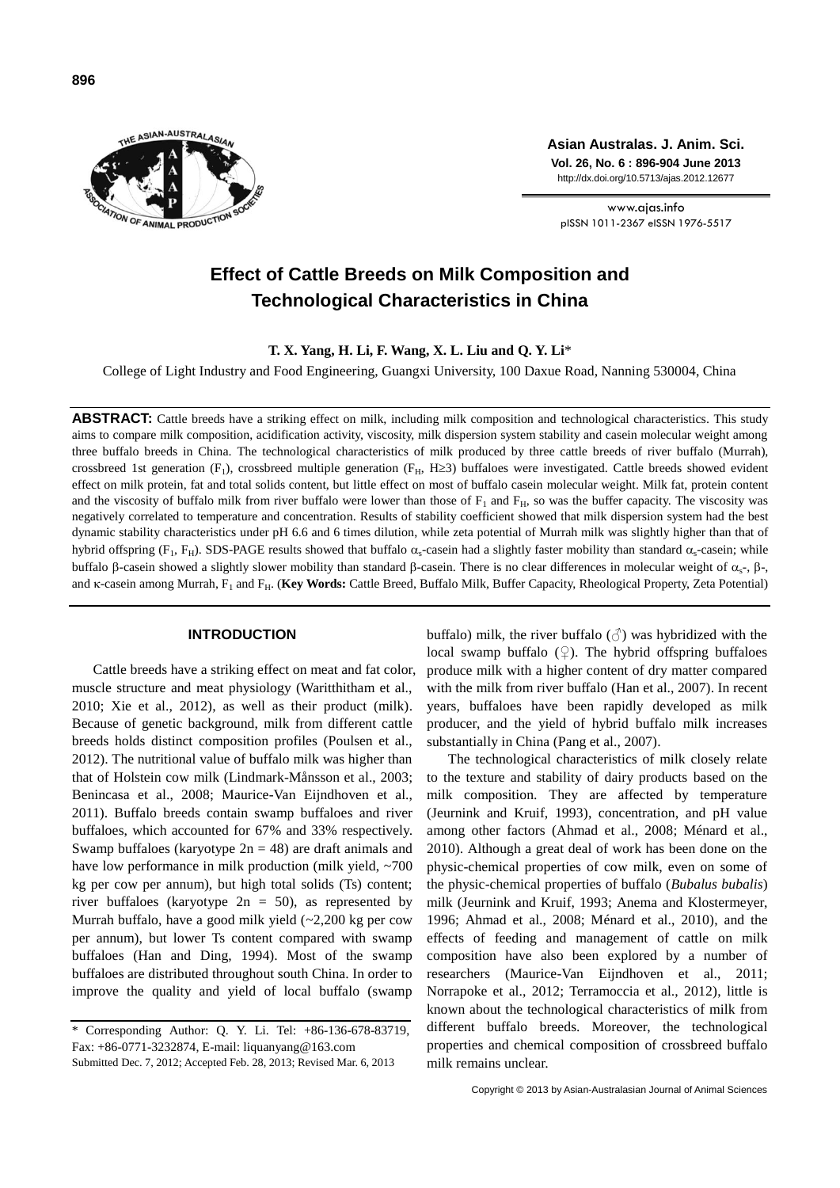# Effect of Cattle Breeds on Milk Composition and Technological Characteristics in China

**T. X. Yang, H. Li, F. Wang, X. L. Liu and Q. Y. Li***

College of Light Industry and Food Engineering, Guangxi University, 100 Daxue Road, Nanning 530004, China

**ABSTRACT:** Cattle breeds have a striking effect on milk, including milk composition and technological characteristics. This study aims to compare milk composition, acidification activity, viscosity, milk dispersion system stability and casein molecular weight among three buffalo breeds in China. The technological characteristics of milk produced by three cattle breeds of river buffalo (Murrah), crossbreed 1st generation ($F_1$), crossbreed multiple generation ($F_H$, H≥3) buffaloes were investigated. Cattle breeds showed evident effect on milk protein, fat and total solids content, but little effect on most of buffalo casein molecular weight. Milk fat, protein content and the viscosity of buffalo milk from river buffalo were lower than those of $F_1$ and $F_H$, so was the buffer capacity. The viscosity was negatively correlated to temperature and concentration. Results of stability coefficient showed that milk dispersion system had the best dynamic stability characteristics under pH 6.6 and 6 times dilution, while zeta potential of Murrah milk was slightly higher than that of hybrid offspring ($F_1$, $F_H$). SDS-PAGE results showed that buffalo $\alpha_s$-casein had a slightly faster mobility than standard $\alpha_s$-casein; while buffalo β-casein showed a slightly slower mobility than standard β-casein. There is no clear differences in molecular weight of $\alpha_s$-, β-, and κ-casein among Murrah, $F_1$ and $F_H$. (**Key Words:** Cattle Breed, Buffalo Milk, Buffer Capacity, Rheological Property, Zeta Potential)

## INTRODUCTION

Cattle breeds have a striking effect on meat and fat color, muscle structure and meat physiology (Waritthitham et al., 2010; Xie et al., 2012), as well as their product (milk). Because of genetic background, milk from different cattle breeds holds distinct composition profiles (Poulsen et al., 2012). The nutritional value of buffalo milk was higher than that of Holstein cow milk (Lindmark-Månsson et al., 2003; Benincasa et al., 2008; Maurice-Van Eijndhoven et al., 2011). Buffalo breeds contain swamp buffaloes and river buffaloes, which accounted for 67% and 33% respectively. Swamp buffaloes (karyotype 2n = 48) are draft animals and have low performance in milk production (milk yield, ~700 kg per cow per annum), but high total solids (Ts) content; river buffaloes (karyotype 2n = 50), as represented by Murrah buffalo, have a good milk yield (~2,200 kg per cow per annum), but lower Ts content compared with swamp buffaloes (Han and Ding, 1994). Most of the swamp buffaloes are distributed throughout south China. In order to improve the quality and yield of local buffalo (swamp buffalo) milk, the river buffalo (♂) was hybridized with the local swamp buffalo (♀). The hybrid offspring buffaloes produce milk with a higher content of dry matter compared with the milk from river buffalo (Han et al., 2007). In recent years, buffaloes have been rapidly developed as milk producer, and the yield of hybrid buffalo milk increases substantially in China (Pang et al., 2007).

The technological characteristics of milk closely relate to the texture and stability of dairy products based on the milk composition. They are affected by temperature (Jeurnink and Kruif, 1993), concentration, and pH value among other factors (Ahmad et al., 2008; Ménard et al., 2010). Although a great deal of work has been done on the physic-chemical properties of cow milk, even on some of the physic-chemical properties of buffalo (*Bubalus bubalis*) milk (Jeurnink and Kruif, 1993; Anema and Klostermeyer, 1996; Ahmad et al., 2008; Ménard et al., 2010), and the effects of feeding and management of cattle on milk composition have also been explored by a number of researchers (Maurice-Van Eijndhoven et al., 2011; Norrapoke et al., 2012; Terramoccia et al., 2012), little is known about the technological characteristics of milk from different buffalo breeds. Moreover, the technological properties and chemical composition of crossbreed buffalo milk remains unclear.

\* Corresponding Author: Q. Y. Li. Tel: +86-136-678-83719, Fax: +86-0771-3232874, E-mail: liquanyang@163.com
Submitted Dec. 7, 2012; Accepted Feb. 28, 2013; Revised Mar. 6, 2013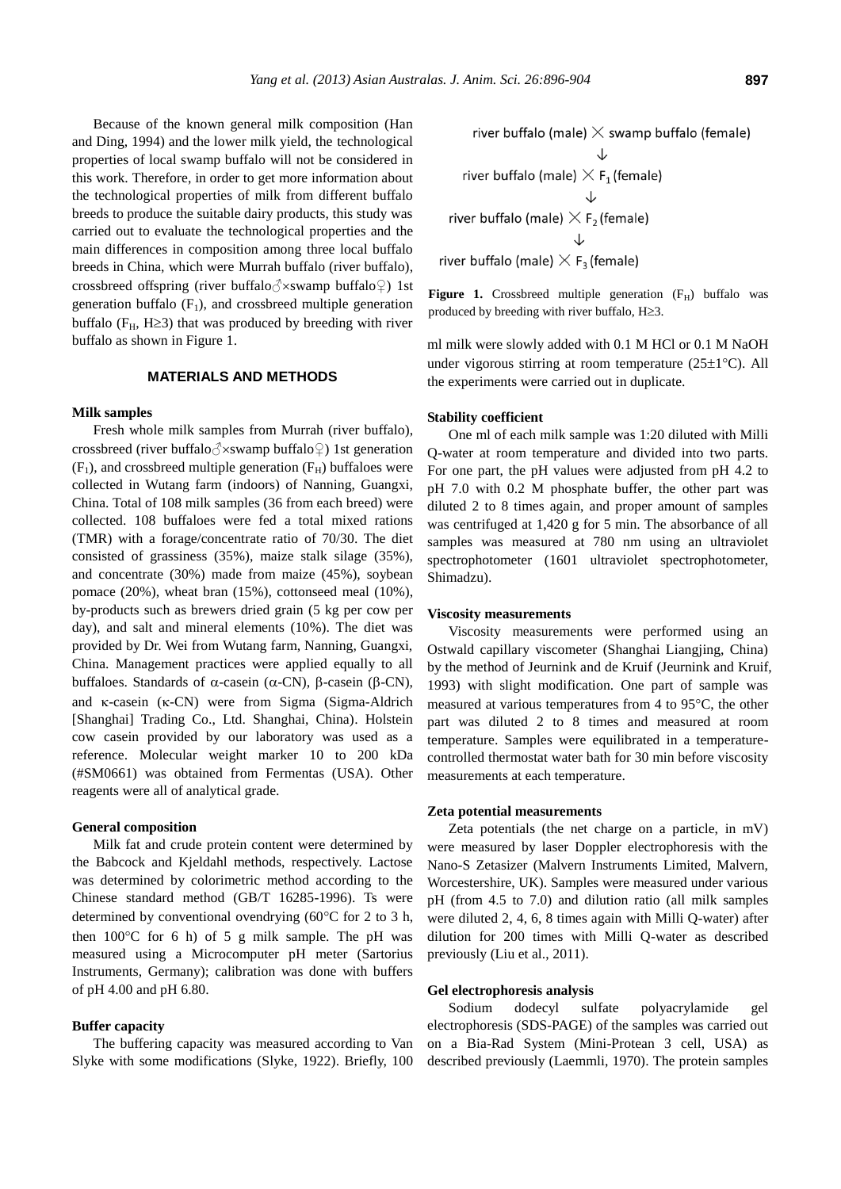Because of the known general milk composition (Han and Ding, 1994) and the lower milk yield, the technological properties of local swamp buffalo will not be considered in this work. Therefore, in order to get more information about the technological properties of milk from different buffalo breeds to produce the suitable dairy products, this study was carried out to evaluate the technological properties and the main differences in composition among three local buffalo breeds in China, which were Murrah buffalo (river buffalo), crossbreed offspring (river buffalo♂×swamp buffalo♀) 1st generation buffalo ($F_1$), and crossbreed multiple generation buffalo ($F_H$, H≥3) that was produced by breeding with river buffalo as shown in Figure 1.

river buffalo (male) × swamp buffalo (female)
↓
river buffalo (male) × $F_1$ (female)
↓
river buffalo (male) × $F_2$ (female)
↓
river buffalo (male) × $F_3$ (female)

**Figure 1.** Crossbreed multiple generation ($F_H$) buffalo was produced by breeding with river buffalo, H≥3.

## MATERIALS AND METHODS

### Milk samples

Fresh whole milk samples from Murrah (river buffalo), crossbreed (river buffalo♂×swamp buffalo♀) 1st generation ($F_1$), and crossbreed multiple generation ($F_H$) buffaloes were collected in Wutang farm (indoors) of Nanning, Guangxi, China. Total of 108 milk samples (36 from each breed) were collected. 108 buffaloes were fed a total mixed rations (TMR) with a forage/concentrate ratio of 70/30. The diet consisted of grassiness (35%), maize stalk silage (35%), and concentrate (30%) made from maize (45%), soybean pomace (20%), wheat bran (15%), cottonseed meal (10%), by-products such as brewers dried grain (5 kg per cow per day), and salt and mineral elements (10%). The diet was provided by Dr. Wei from Wutang farm, Nanning, Guangxi, China. Management practices were applied equally to all buffaloes. Standards of α-casein (α-CN), β-casein (β-CN), and κ-casein (κ-CN) were from Sigma (Sigma-Aldrich [Shanghai] Trading Co., Ltd. Shanghai, China). Holstein cow casein provided by our laboratory was used as a reference. Molecular weight marker 10 to 200 kDa (#SM0661) was obtained from Fermentas (USA). Other reagents were all of analytical grade.

### General composition

Milk fat and crude protein content were determined by the Babcock and Kjeldahl methods, respectively. Lactose was determined by colorimetric method according to the Chinese standard method (GB/T 16285-1996). Ts were determined by conventional ovendrying (60°C for 2 to 3 h, then 100°C for 6 h) of 5 g milk sample. The pH was measured using a Microcomputer pH meter (Sartorius Instruments, Germany); calibration was done with buffers of pH 4.00 and pH 6.80.

### Buffer capacity

The buffering capacity was measured according to Van Slyke with some modifications (Slyke, 1922). Briefly, 100 ml milk were slowly added with 0.1 M HCl or 0.1 M NaOH under vigorous stirring at room temperature (25±1°C). All the experiments were carried out in duplicate.

### Stability coefficient

One ml of each milk sample was 1:20 diluted with Milli Q-water at room temperature and divided into two parts. For one part, the pH values were adjusted from pH 4.2 to pH 7.0 with 0.2 M phosphate buffer, the other part was diluted 2 to 8 times again, and proper amount of samples was centrifuged at 1,420 g for 5 min. The absorbance of all samples was measured at 780 nm using an ultraviolet spectrophotometer (1601 ultraviolet spectrophotometer, Shimadzu).

### Viscosity measurements

Viscosity measurements were performed using an Ostwald capillary viscometer (Shanghai Liangjing, China) by the method of Jeurnink and de Kruif (Jeurnink and Kruif, 1993) with slight modification. One part of sample was measured at various temperatures from 4 to 95°C, the other part was diluted 2 to 8 times and measured at room temperature. Samples were equilibrated in a temperature-controlled thermostat water bath for 30 min before viscosity measurements at each temperature.

### Zeta potential measurements

Zeta potentials (the net charge on a particle, in mV) were measured by laser Doppler electrophoresis with the Nano-S Zetasizer (Malvern Instruments Limited, Malvern, Worcestershire, UK). Samples were measured under various pH (from 4.5 to 7.0) and dilution ratio (all milk samples were diluted 2, 4, 6, 8 times again with Milli Q-water) after dilution for 200 times with Milli Q-water as described previously (Liu et al., 2011).

### Gel electrophoresis analysis

Sodium dodecyl sulfate polyacrylamide gel electrophoresis (SDS-PAGE) of the samples was carried out on a Bia-Rad System (Mini-Protean 3 cell, USA) as described previously (Laemmli, 1970). The protein samples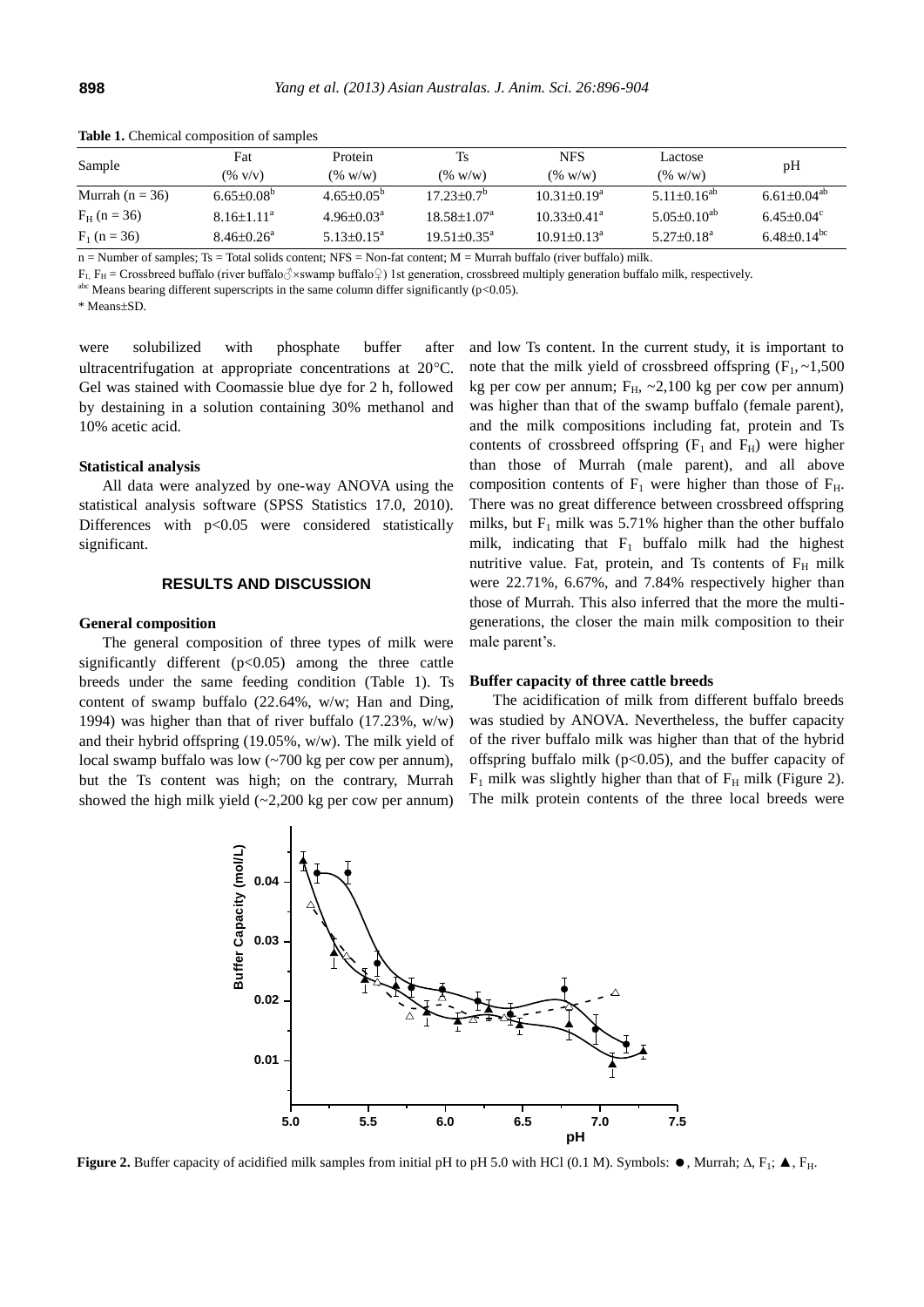**Table 1.** Chemical composition of samples

| Sample | Fat (% v/v) | Protein (% w/w) | Ts (% w/w) | NFS (% w/w) | Lactose (% w/w) | pH |
|---|---|---|---|---|---|---|
| Murrah (n = 36) | 6.65±0.08[b] | 4.65±0.05[b] | 17.23±0.7[b] | 10.31±0.19[a] | 5.11±0.16[ab] | 6.61±0.04[ab] |
| $F_H$ (n = 36) | 8.16±1.11[a] | 4.96±0.03[a] | 18.58±1.07[a] | 10.33±0.41[a] | 5.05±0.10[ab] | 6.45±0.04[c] |
| $F_1$ (n = 36) | 8.46±0.26[a] | 5.13±0.15[a] | 19.51±0.35[a] | 10.91±0.13[a] | 5.27±0.18[a] | 6.48±0.14[bc] |

n = Number of samples; Ts = Total solids content; NFS = Non-fat content; M = Murrah buffalo (river buffalo) milk.

$F_1$, $F_H$ = Crossbreed buffalo (river buffalo♂×swamp buffalo♀) 1st generation, crossbreed multiply generation buffalo milk, respectively.

[abc] Means bearing different superscripts in the same column differ significantly (p<0.05).

\* Means±SD.

were solubilized with phosphate buffer after ultracentrifugation at appropriate concentrations at 20°C. Gel was stained with Coomassie blue dye for 2 h, followed by destaining in a solution containing 30% methanol and 10% acetic acid.

### Statistical analysis

All data were analyzed by one-way ANOVA using the statistical analysis software (SPSS Statistics 17.0, 2010). Differences with p<0.05 were considered statistically significant.

## RESULTS AND DISCUSSION

### General composition

The general composition of three types of milk were significantly different (p<0.05) among the three cattle breeds under the same feeding condition (Table 1). Ts content of swamp buffalo (22.64%, w/w; Han and Ding, 1994) was higher than that of river buffalo (17.23%, w/w) and their hybrid offspring (19.05%, w/w). The milk yield of local swamp buffalo was low (~700 kg per cow per annum), but the Ts content was high; on the contrary, Murrah showed the high milk yield (~2,200 kg per cow per annum) and low Ts content. In the current study, it is important to note that the milk yield of crossbreed offspring ($F_1$, ~1,500 kg per cow per annum; $F_H$, ~2,100 kg per cow per annum) was higher than that of the swamp buffalo (female parent), and the milk compositions including fat, protein and Ts contents of crossbreed offspring ($F_1$ and $F_H$) were higher than those of Murrah (male parent), and all above composition contents of $F_1$ were higher than those of $F_H$. There was no great difference between crossbreed offspring milks, but $F_1$ milk was 5.71% higher than the other buffalo milk, indicating that $F_1$ buffalo milk had the highest nutritive value. Fat, protein, and Ts contents of $F_H$ milk were 22.71%, 6.67%, and 7.84% respectively higher than those of Murrah. This also inferred that the more the multi-generations, the closer the main milk composition to their male parent's.

### Buffer capacity of three cattle breeds

The acidification of milk from different buffalo breeds was studied by ANOVA. Nevertheless, the buffer capacity of the river buffalo milk was higher than that of the hybrid offspring buffalo milk (p<0.05), and the buffer capacity of $F_1$ milk was slightly higher than that of $F_H$ milk (Figure 2). The milk protein contents of the three local breeds were

**Figure 2.** Buffer capacity of acidified milk samples from initial pH to pH 5.0 with HCl (0.1 M). Symbols: ●, Murrah; Δ, $F_1$; ▲, $F_H$.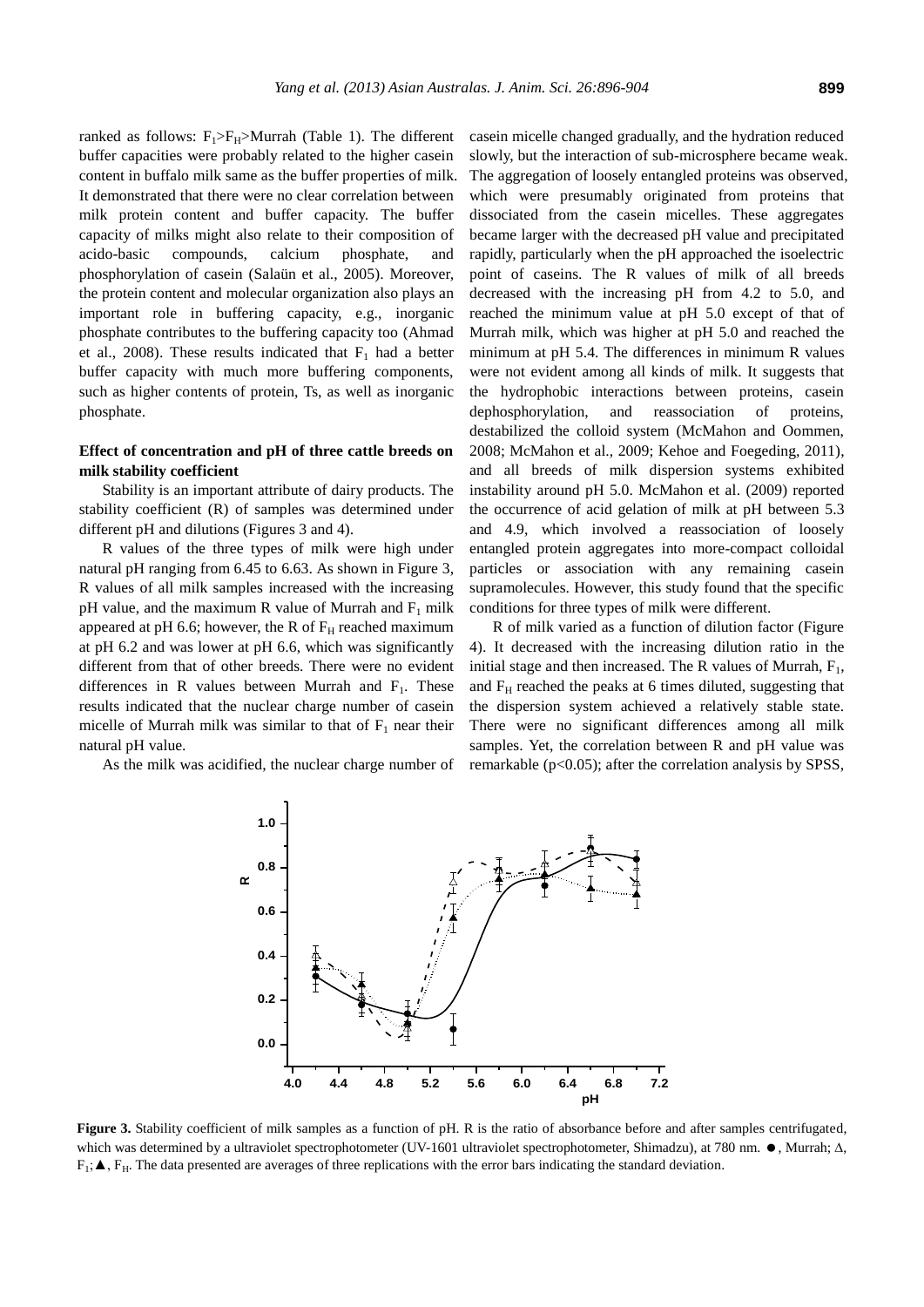ranked as follows: $F_1$>$F_H$>Murrah (Table 1). The different buffer capacities were probably related to the higher casein content in buffalo milk same as the buffer properties of milk. It demonstrated that there were no clear correlation between milk protein content and buffer capacity. The buffer capacity of milks might also relate to their composition of acido-basic compounds, calcium phosphate, and phosphorylation of casein (Salaün et al., 2005). Moreover, the protein content and molecular organization also plays an important role in buffering capacity, e.g., inorganic phosphate contributes to the buffering capacity too (Ahmad et al., 2008). These results indicated that $F_1$ had a better buffer capacity with much more buffering components, such as higher contents of protein, Ts, as well as inorganic phosphate.

### Effect of concentration and pH of three cattle breeds on milk stability coefficient

Stability is an important attribute of dairy products. The stability coefficient (R) of samples was determined under different pH and dilutions (Figures 3 and 4).

R values of the three types of milk were high under natural pH ranging from 6.45 to 6.63. As shown in Figure 3, R values of all milk samples increased with the increasing pH value, and the maximum R value of Murrah and $F_1$ milk appeared at pH 6.6; however, the R of $F_H$ reached maximum at pH 6.2 and was lower at pH 6.6, which was significantly different from that of other breeds. There were no evident differences in R values between Murrah and $F_1$. These results indicated that the nuclear charge number of casein micelle of Murrah milk was similar to that of $F_1$ near their natural pH value.

As the milk was acidified, the nuclear charge number of casein micelle changed gradually, and the hydration reduced slowly, but the interaction of sub-microsphere became weak. The aggregation of loosely entangled proteins was observed, which were presumably originated from proteins that dissociated from the casein micelles. These aggregates became larger with the decreased pH value and precipitated rapidly, particularly when the pH approached the isoelectric point of caseins. The R values of all breeds decreased with the increasing pH from 4.2 to 5.0, and reached the minimum value at pH 5.0 except of that of Murrah milk, which was higher at pH 5.0 and reached the minimum at pH 5.4. The differences in minimum R values were not evident among all kinds of milk. It suggests that the hydrophobic interactions between proteins, casein dephosphorylation, and reassociation of proteins, destabilized the colloid system (McMahon and Oommen, 2008; McMahon et al., 2009; Kehoe and Foegeding, 2011), and all breeds of milk dispersion systems exhibited instability around pH 5.0. McMahon et al. (2009) reported the occurrence of acid gelation of milk at pH between 5.3 and 4.9, which involved a reassociation of loosely entangled protein aggregates into more-compact colloidal particles or association with any remaining casein supramolecules. However, this study found that the specific conditions for three types of milk were different.

R of milk varied as a function of dilution factor (Figure 4). It decreased with the increasing dilution ratio in the initial stage and then increased. The R values of Murrah, $F_1$, and $F_H$ reached the peaks at 6 times diluted, suggesting that the dispersion system achieved a relatively stable state. There were no significant differences among all milk samples. Yet, the correlation between R and pH value was remarkable ($p<0.05$); after the correlation analysis by SPSS,

**Figure 3.** Stability coefficient of milk samples as a function of pH. R is the ratio of absorbance before and after samples centrifugated, which was determined by a ultraviolet spectrophotometer (UV-1601 ultraviolet spectrophotometer, Shimadzu), at 780 nm. ●, Murrah; Δ, $F_1$; ▲, $F_H$. The data presented are averages of three replications with the error bars indicating the standard deviation.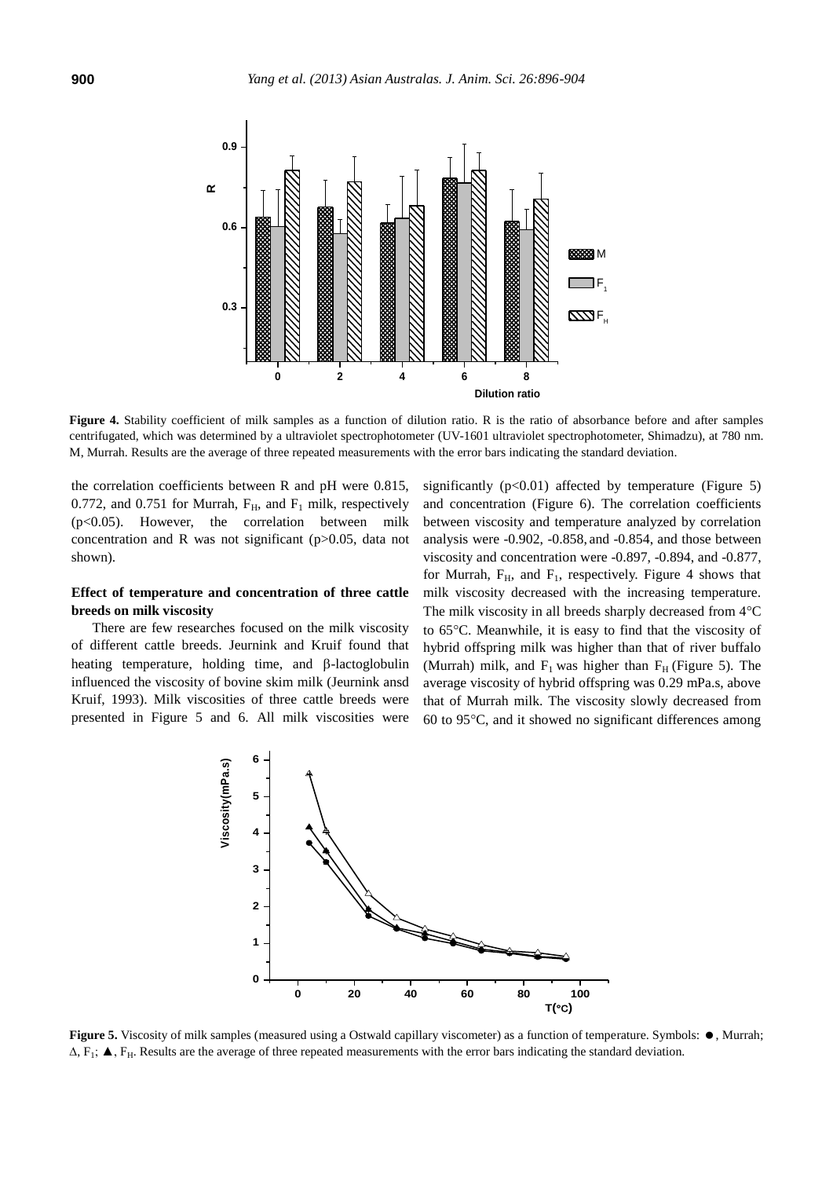**Figure 4.** Stability coefficient of milk samples as a function of dilution ratio. R is the ratio of absorbance before and after samples centrifugated, which was determined by a ultraviolet spectrophotometer (UV-1601 ultraviolet spectrophotometer, Shimadzu), at 780 nm. M, Murrah. Results are the average of three repeated measurements with the error bars indicating the standard deviation.

the correlation coefficients between R and pH were 0.815, 0.772, and 0.751 for Murrah, $F_H$, and $F_1$ milk, respectively ($p<0.05$). However, the correlation between milk concentration and R was not significant ($p>0.05$, data not shown).

### Effect of temperature and concentration of three cattle breeds on milk viscosity

There are few researches focused on the milk viscosity of different cattle breeds. Jeurnink and Kruif found that heating temperature, holding time, and β-lactoglobulin influenced the viscosity of bovine skim milk (Jeurnink ansd Kruif, 1993). Milk viscosities of three cattle breeds were presented in Figure 5 and 6. All milk viscosities were significantly ($p<0.01$) affected by temperature (Figure 5) and concentration (Figure 6). The correlation coefficients between viscosity and temperature analyzed by correlation analysis were -0.902, -0.858, and -0.854, and those between viscosity and concentration were -0.897, -0.894, and -0.877, for Murrah, $F_H$, and $F_1$, respectively. Figure 4 shows that milk viscosity decreased with the increasing temperature. The milk viscosity in all breeds sharply decreased from 4°C to 65°C. Meanwhile, it is easy to find that the viscosity of hybrid offspring milk was higher than that of river buffalo (Murrah) milk, and $F_1$ was higher than $F_H$ (Figure 5). The average viscosity of hybrid offspring was 0.29 mPa.s, above that of Murrah milk. The viscosity slowly decreased from 60 to 95°C, and it showed no significant differences among

**Figure 5.** Viscosity of milk samples (measured using a Ostwald capillary viscometer) as a function of temperature. Symbols: ●, Murrah; Δ, $F_1$; ▲, $F_H$. Results are the average of three repeated measurements with the error bars indicating the standard deviation.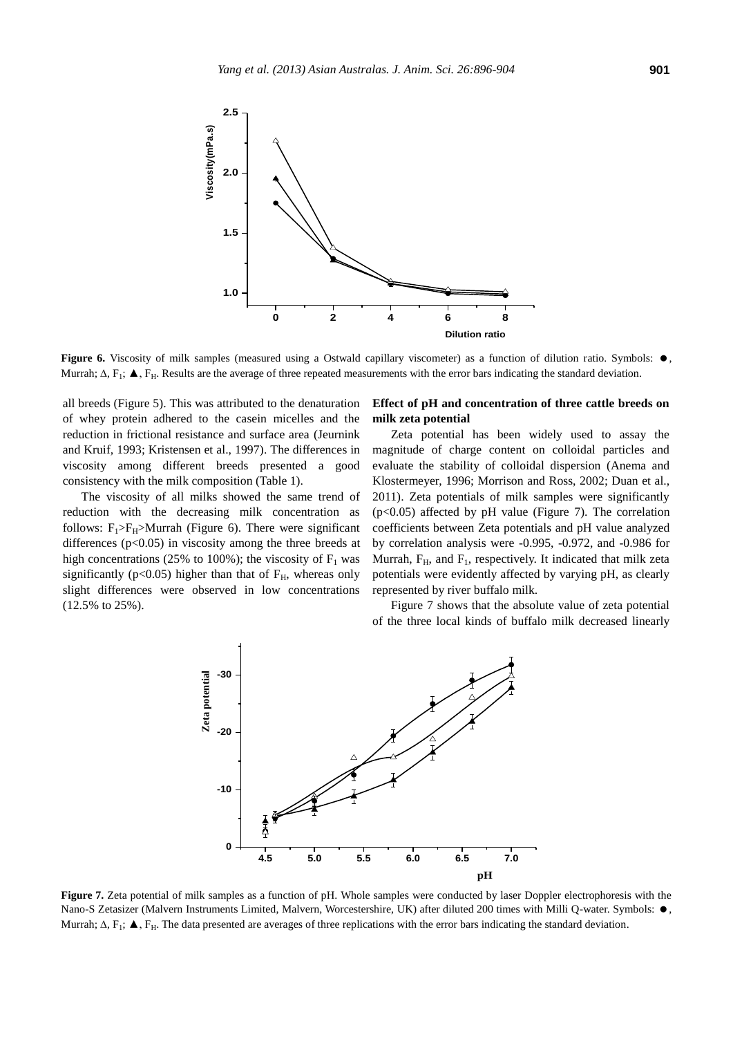Figure 6. Viscosity of milk samples (measured using a Ostwald capillary viscometer) as a function of dilution ratio. Symbols: ●, Murrah; Δ, $F_1$; ▲, $F_H$. Results are the average of three repeated measurements with the error bars indicating the standard deviation.

all breeds (Figure 5). This was attributed to the denaturation of whey protein adhered to the casein micelles and the reduction in frictional resistance and surface area (Jeurnink and Kruif, 1993; Kristensen et al., 1997). The differences in viscosity among different breeds presented a good consistency with the milk composition (Table 1).

The viscosity of all milks showed the same trend of reduction with the decreasing milk concentration as follows: $F_1$>$F_H$>Murrah (Figure 6). There were significant differences ($p<0.05$) in viscosity among the three breeds at high concentrations (25% to 100%); the viscosity of $F_1$ was significantly ($p<0.05$) higher than that of $F_H$, whereas only slight differences were observed in low concentrations (12.5% to 25%).

### Effect of pH and concentration of three cattle breeds on milk zeta potential

Zeta potential has been widely used to assay the magnitude of charge content on colloidal particles and evaluate the stability of colloidal dispersion (Anema and Klostermeyer, 1996; Morrison and Ross, 2002; Duan et al., 2011). Zeta potentials of milk samples were significantly ($p<0.05$) affected by pH value (Figure 7). The correlation coefficients between Zeta potentials and pH value analyzed by correlation analysis were -0.995, -0.972, and -0.986 for Murrah, $F_H$, and $F_1$, respectively. It indicated that milk zeta potentials were evidently affected by varying pH, as clearly represented by river buffalo milk.

Figure 7 shows that the absolute value of zeta potential of the three local kinds of buffalo milk decreased linearly

Figure 7. Zeta potential of milk samples as a function of pH. Whole samples were conducted by laser Doppler electrophoresis with the Nano-S Zetasizer (Malvern Instruments Limited, Malvern, Worcestershire, UK) after diluted 200 times with Milli Q-water. Symbols: ●, Murrah; Δ, $F_1$; ▲, $F_H$. The data presented are averages of three replications with the error bars indicating the standard deviation.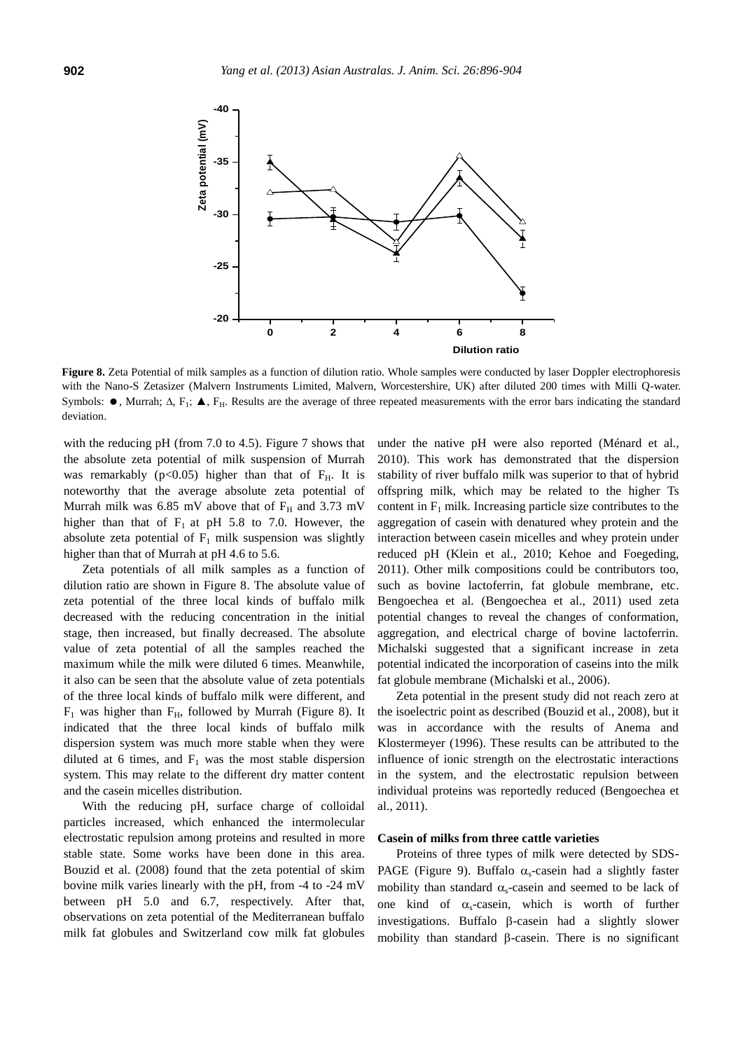**Figure 8.** Zeta Potential of milk samples as a function of dilution ratio. Whole samples were conducted by laser Doppler electrophoresis with the Nano-S Zetasizer (Malvern Instruments Limited, Malvern, Worcestershire, UK) after diluted 200 times with Milli Q-water. Symbols: ●, Murrah; Δ, $F_1$; ▲, $F_H$. Results are the average of three repeated measurements with the error bars indicating the standard deviation.

with the reducing pH (from 7.0 to 4.5). Figure 7 shows that the absolute zeta potential of milk suspension of Murrah was remarkably ($p<0.05$) higher than that of $F_H$. It is noteworthy that the average absolute zeta potential of Murrah milk was 6.85 mV above that of $F_H$ and 3.73 mV higher than that of $F_1$ at pH 5.8 to 7.0. However, the absolute zeta potential of $F_1$ milk suspension was slightly higher than that of Murrah at pH 4.6 to 5.6.

Zeta potentials of all milk samples as a function of dilution ratio are shown in Figure 8. The absolute value of zeta potential of the three local kinds of buffalo milk decreased with the reducing concentration in the initial stage, then increased, but finally decreased. The absolute value of zeta potential of all the samples reached the maximum while the milk were diluted 6 times. Meanwhile, it also can be seen that the absolute value of zeta potentials of the three local kinds of buffalo milk were different, and $F_1$ was higher than $F_H$, followed by Murrah (Figure 8). It indicated that the three local kinds of buffalo milk dispersion system was much more stable when they were diluted at 6 times, and $F_1$ was the most stable dispersion system. This may relate to the different dry matter content and the casein micelles distribution.

With the reducing pH, surface charge of colloidal particles increased, which enhanced the intermolecular electrostatic repulsion among proteins and resulted in more stable state. Some works have been done in this area. Bouzid et al. (2008) found that the zeta potential of skim bovine milk varies linearly with the pH, from -4 to -24 mV between pH 5.0 and 6.7, respectively. After that, observations on zeta potential of the Mediterranean buffalo milk fat globules and Switzerland cow milk fat globules under the native pH were also reported (Ménard et al., 2010). This work has demonstrated that the dispersion stability of river buffalo milk was superior to that of hybrid offspring milk, which may be related to the higher Ts content in $F_1$ milk. Increasing particle size contributes to the aggregation of casein with denatured whey protein and the interaction between casein micelles and whey protein under reduced pH (Klein et al., 2010; Kehoe and Foegeding, 2011). Other milk compositions could be contributors too, such as bovine lactoferrin, fat globule membrane, etc. Bengoechea et al. (Bengoechea et al., 2011) used zeta potential changes to reveal the changes of conformation, aggregation, and electrical charge of bovine lactoferrin. Michalski suggested that a significant increase in zeta potential indicated the incorporation of caseins into the milk fat globule membrane (Michalski et al., 2006).

Zeta potential in the present study did not reach zero at the isoelectric point as described (Bouzid et al., 2008), but it was in accordance with the results of Anema and Klostermeyer (1996). These results can be attributed to the influence of ionic strength on the electrostatic interactions in the system, and the electrostatic repulsion between individual proteins was reportedly reduced (Bengoechea et al., 2011).

### Casein of milks from three cattle varieties

Proteins of three types of milk were detected by SDS-PAGE (Figure 9). Buffalo $\alpha_s$-casein had a slightly faster mobility than standard $\alpha_s$-casein and seemed to be lack of one kind of $\alpha_s$-casein, which is worth of further investigations. Buffalo $\beta$-casein had a slightly slower mobility than standard $\beta$-casein. There is no significant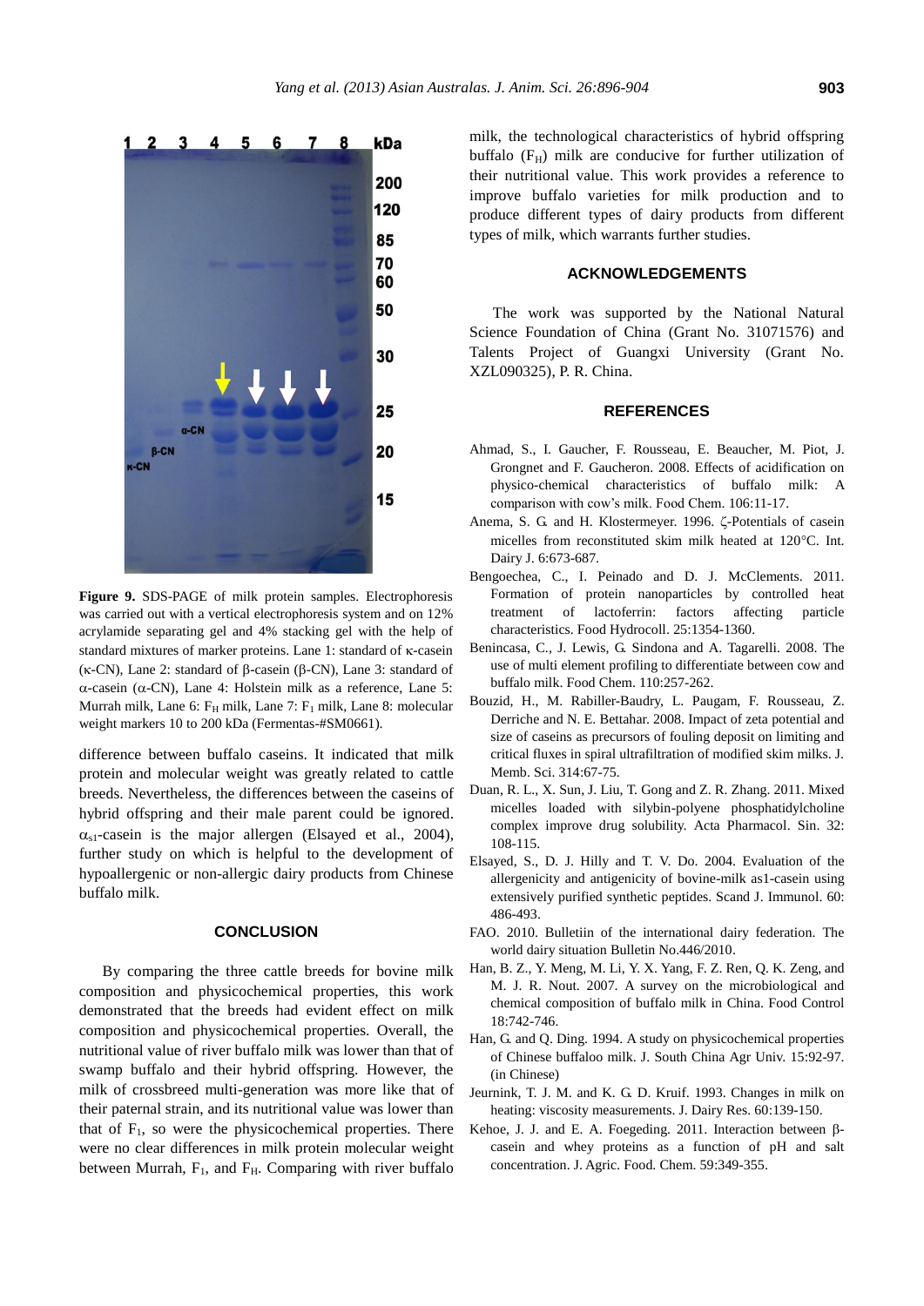Figure 9. SDS-PAGE of milk protein samples. Electrophoresis was carried out with a vertical electrophoresis system and on 12% acrylamide separating gel and 4% stacking gel with the help of standard mixtures of marker proteins. Lane 1: standard of κ-casein (κ-CN), Lane 2: standard of β-casein (β-CN), Lane 3: standard of α-casein (α-CN), Lane 4: Holstein milk as a reference, Lane 5: Murrah milk, Lane 6: $F_H$ milk, Lane 7: $F_1$ milk, Lane 8: molecular weight markers 10 to 200 kDa (Fermentas-#SM0661).

difference between buffalo caseins. It indicated that milk protein and molecular weight was greatly related to cattle breeds. Nevertheless, the differences between the caseins of hybrid offspring and their male parent could be ignored. $\alpha_{s1}$-casein is the major allergen (Elsayed et al., 2004), further study on which is helpful to the development of hypoallergenic or non-allergic dairy products from Chinese buffalo milk.

## CONCLUSION

By comparing the three cattle breeds for bovine milk composition and physicochemical properties, this work demonstrated that the breeds had evident effect on milk composition and physicochemical properties. Overall, the nutritional value of river buffalo milk was lower than that of swamp buffalo and their hybrid offspring. However, the milk of crossbreed multi-generation was more like that of their paternal strain, and its nutritional value was lower than that of $F_1$, so were the physicochemical properties. There were no clear differences in milk protein molecular weight between Murrah, $F_1$, and $F_H$. Comparing with river buffalo milk, the technological characteristics of hybrid offspring buffalo ($F_H$) milk are conducive for further utilization of their nutritional value. This work provides a reference to improve buffalo varieties for milk production and to produce different types of dairy products from different types of milk, which warrants further studies.

## ACKNOWLEDGEMENTS

The work was supported by the National Natural Science Foundation of China (Grant No. 31071576) and Talents Project of Guangxi University (Grant No. XZL090325), P. R. China.

## REFERENCES

Ahmad, S., I. Gaucher, F. Rousseau, E. Beaucher, M. Piot, J. Grongnet and F. Gaucheron. 2008. Effects of acidification on physico-chemical characteristics of buffalo milk: A comparison with cow's milk. Food Chem. 106:11-17.

Anema, S. G. and H. Klostermeyer. 1996. ζ-Potentials of casein micelles from reconstituted skim milk heated at 120°C. Int. Dairy J. 6:673-687.

Bengoechea, C., I. Peinado and D. J. McClements. 2011. Formation of protein nanoparticles by controlled heat treatment of lactoferrin: factors affecting particle characteristics. Food Hydrocoll. 25:1354-1360.

Benincasa, C., J. Lewis, G. Sindona and A. Tagarelli. 2008. The use of multi element profiling to differentiate between cow and buffalo milk. Food Chem. 110:257-262.

Bouzid, H., M. Rabiller-Baudry, L. Paugam, F. Rousseau, Z. Derriche and N. E. Bettahar. 2008. Impact of zeta potential and size of caseins as precursors of fouling deposit on limiting and critical fluxes in spiral ultrafiltration of modified skim milks. J. Memb. Sci. 314:67-75.

Duan, R. L., X. Sun, J. Liu, T. Gong and Z. R. Zhang. 2011. Mixed micelles loaded with silybin-polyene phosphatidylcholine complex improve drug solubility. Acta Pharmacol. Sin. 32: 108-115.

Elsayed, S., D. J. Hilly and T. V. Do. 2004. Evaluation of the allergenicity and antigenicity of bovine-milk as1-casein using extensively purified synthetic peptides. Scand J. Immunol. 60: 486-493.

FAO. 2010. Bulletiin of the international dairy federation. The world dairy situation Bulletin No.446/2010.

Han, B. Z., Y. Meng, M. Li, Y. X. Yang, F. Z. Ren, Q. K. Zeng, and M. J. R. Nout. 2007. A survey on the microbiological and chemical composition of buffalo milk in China. Food Control 18:742-746.

Han, G. and Q. Ding. 1994. A study on physicochemical properties of Chinese buffaloo milk. J. South China Agr Univ. 15:92-97. (in Chinese)

Jeurnink, T. J. M. and K. G. D. Kruif. 1993. Changes in milk on heating: viscosity measurements. J. Dairy Res. 60:139-150.

Kehoe, J. J. and E. A. Foegeding. 2011. Interaction between β-casein and whey proteins as a function of pH and salt concentration. J. Agric. Food. Chem. 59:349-355.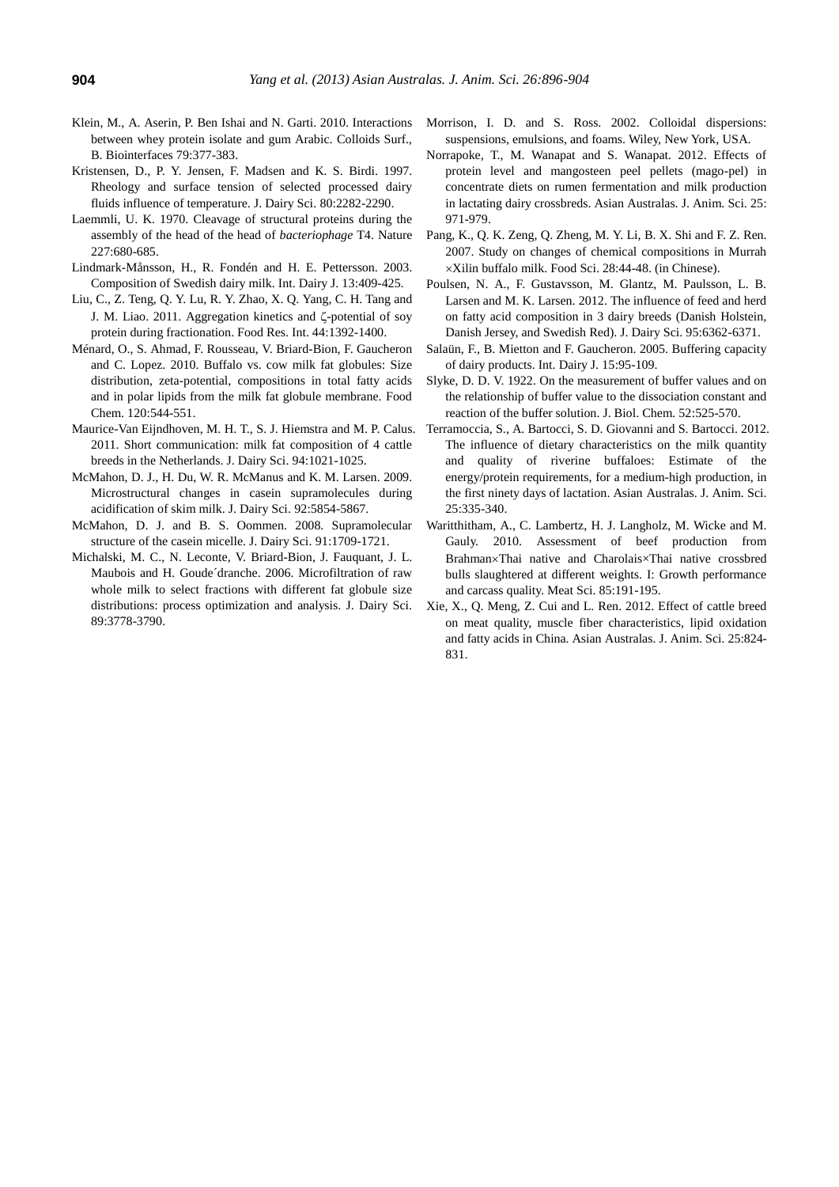Klein, M., A. Aserin, P. Ben Ishai and N. Garti. 2010. Interactions between whey protein isolate and gum Arabic. Colloids Surf., B. Biointerfaces 79:377-383.

Kristensen, D., P. Y. Jensen, F. Madsen and K. S. Birdi. 1997. Rheology and surface tension of selected processed dairy fluids influence of temperature. J. Dairy Sci. 80:2282-2290.

Laemmli, U. K. 1970. Cleavage of structural proteins during the assembly of the head of the head of *bacteriophage* T4. Nature 227:680-685.

Lindmark-Månsson, H., R. Fondén and H. E. Pettersson. 2003. Composition of Swedish dairy milk. Int. Dairy J. 13:409-425.

Liu, C., Z. Teng, Q. Y. Lu, R. Y. Zhao, X. Q. Yang, C. H. Tang and J. M. Liao. 2011. Aggregation kinetics and ζ-potential of soy protein during fractionation. Food Res. Int. 44:1392-1400.

Ménard, O., S. Ahmad, F. Rousseau, V. Briard-Bion, F. Gaucheron and C. Lopez. 2010. Buffalo vs. cow milk fat globules: Size distribution, zeta-potential, compositions in total fatty acids and in polar lipids from the milk fat globule membrane. Food Chem. 120:544-551.

Maurice-Van Eijndhoven, M. H. T., S. J. Hiemstra and M. P. Calus. 2011. Short communication: milk fat composition of 4 cattle breeds in the Netherlands. J. Dairy Sci. 94:1021-1025.

McMahon, D. J., H. Du, W. R. McManus and K. M. Larsen. 2009. Microstructural changes in casein supramolecules during acidification of skim milk. J. Dairy Sci. 92:5854-5867.

McMahon, D. J. and B. S. Oommen. 2008. Supramolecular structure of the casein micelle. J. Dairy Sci. 91:1709-1721.

Michalski, M. C., N. Leconte, V. Briard-Bion, J. Fauquant, J. L. Maubois and H. Goude´dranche. 2006. Microfiltration of raw whole milk to select fractions with different fat globule size distributions: process optimization and analysis. J. Dairy Sci. 89:3778-3790.

Morrison, I. D. and S. Ross. 2002. Colloidal dispersions: suspensions, emulsions, and foams. Wiley, New York, USA.

Norrapoke, T., M. Wanapat and S. Wanapat. 2012. Effects of protein level and mangosteen peel pellets (mago-pel) in concentrate diets on rumen fermentation and milk production in lactating dairy crossbreds. Asian Australas. J. Anim. Sci. 25: 971-979.

Pang, K., Q. K. Zeng, Q. Zheng, M. Y. Li, B. X. Shi and F. Z. Ren. 2007. Study on changes of chemical compositions in Murrah ×Xilin buffalo milk. Food Sci. 28:44-48. (in Chinese).

Poulsen, N. A., F. Gustavsson, M. Glantz, M. Paulsson, L. B. Larsen and M. K. Larsen. 2012. The influence of feed and herd on fatty acid composition in 3 dairy breeds (Danish Holstein, Danish Jersey, and Swedish Red). J. Dairy Sci. 95:6362-6371.

Salaün, F., B. Mietton and F. Gaucheron. 2005. Buffering capacity of dairy products. Int. Dairy J. 15:95-109.

Slyke, D. D. V. 1922. On the measurement of buffer values and on the relationship of buffer value to the dissociation constant and reaction of the buffer solution. J. Biol. Chem. 52:525-570.

Terramoccia, S., A. Bartocci, S. D. Giovanni and S. Bartocci. 2012. The influence of dietary characteristics on the milk quantity and quality of riverine buffaloes: Estimate of the energy/protein requirements, for a medium-high production, in the first ninety days of lactation. Asian Australas. J. Anim. Sci. 25:335-340.

Waritthitham, A., C. Lambertz, H. J. Langholz, M. Wicke and M. Gauly. 2010. Assessment of beef production from Brahman×Thai native and Charolais×Thai native crossbred bulls slaughtered at different weights. I: Growth performance and carcass quality. Meat Sci. 85:191-195.

Xie, X., Q. Meng, Z. Cui and L. Ren. 2012. Effect of cattle breed on meat quality, muscle fiber characteristics, lipid oxidation and fatty acids in China. Asian Australas. J. Anim. Sci. 25:824-831.